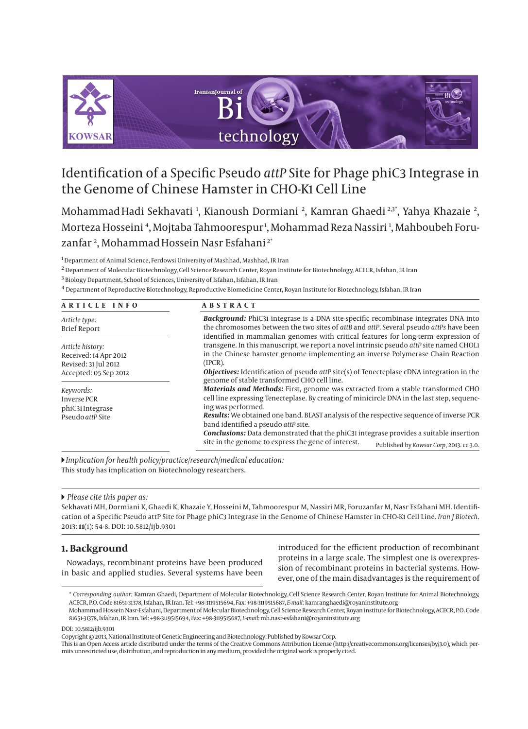# Identification of a Specific Pseudo *attP* Site for Phage phiC3 Integrase in the Genome of Chinese Hamster in CHO-K1 Cell Line

Mohammad Hadi Sekhavati [1], Kianoush Dormiani [2], Kamran Ghaedi [2,3*], Yahya Khazaie [2], Morteza Hosseini [4], Mojtaba Tahmoorespur [1], Mohammad Reza Nassiri [1], Mahboubeh Foruzanfar [2], Mohammad Hossein Nasr Esfahani [2*]

[1] Department of Animal Science, Ferdowsi University of Mashhad, Mashhad, IR Iran

[2] Department of Molecular Biotechnology, Cell Science Research Center, Royan Institute for Biotechnology, ACECR, Isfahan, IR Iran

[3] Biology Department, School of Sciences, University of Isfahan, Isfahan, IR Iran

[4] Department of Reproductive Biotechnology, Reproductive Biomedicine Center, Royan Institute for Biotechnology, Isfahan, IR Iran

## ARTICLE INFO

*Article type:*
Brief Report

*Article history:*
Received: 14 Apr 2012
Revised: 31 Jul 2012
Accepted: 05 Sep 2012

*Keywords:*
Inverse PCR
phiC31 Integrase
Pseudo *attP* Site

## ABSTRACT

***Background:*** PhiC31 integrase is a DNA site-specific recombinase integrates DNA into the chromosomes between the two sites of *attB* and *attP*. Several pseudo *attPs* have been identified in mammalian genomes with critical features for long-term expression of transgene. In this manuscript, we report a novel intrinsic pseudo *attP* site named CHOL1 in the Chinese hamster genome implementing an inverse Polymerase Chain Reaction (IPCR).

***Objectives:*** Identification of pseudo *attP* site(s) of Tenecteplase cDNA integration in the genome of stable transformed CHO cell line.

***Materials and Methods:*** First, genome was extracted from a stable transformed CHO cell line expressing Tenecteplase. By creating of minicircle DNA in the last step, sequencing was performed.

***Results:*** We obtained one band. BLAST analysis of the respective sequence of inverse PCR band identified a pseudo *attP* site.

***Conclusions:*** Data demonstrated that the phiC31 integrase provides a suitable insertion site in the genome to express the gene of interest.

Published by *Kowsar Corp*, 2013. cc 3.0.

▸ *Implication for health policy/practice/research/medical education:*
This study has implication on Biotechnology researchers.

▸ *Please cite this paper as:*
Sekhavati MH, Dormiani K, Ghaedi K, Khazaie Y, Hosseini M, Tahmoorespur M, Nassiri MR, Foruzanfar M, Nasr Esfahani MH. Identification of a Specific Pseudo attP Site for Phage phiC3 Integrase in the Genome of Chinese Hamster in CHO-K1 Cell Line. *Iran J Biotech*. 2013: **11**(1): 54-8. DOI: 10.5812/ijb.9301

## 1. Background

Nowadays, recombinant proteins have been produced in basic and applied studies. Several systems have been introduced for the efficient production of recombinant proteins in a large scale. The simplest one is overexpression of recombinant proteins in bacterial systems. However, one of the main disadvantages is the requirement of

\* *Corresponding author:* Kamran Ghaedi, Department of Molecular Biotechnology, Cell Science Research Center, Royan Institute for Animal Biotechnology, ACECR, P.O. Code 81651-31378, Isfahan, IR Iran. Tel: +98-3119515694, Fax: +98-3119515687, *E-mail:* kamranghaedi@royaninstitute.org
Mohammad Hossein Nasr-Esfahani, Department of Molecular Biotechnology, Cell Science Research Center, Royan institute for Biotechnology, ACECR, P.O. Code 81651-31378, Isfahan, IR Iran. Tel: +98-3119515694, Fax: +98-3119515687, *E-mail:* mh.nasr-esfahani@royaninstitute.org

DOI: 10.5812/ijb.9301

Copyright © 2013, National Institute of Genetic Engineering and Biotechnology; Published by Kowsar Corp.
This is an Open Access article distributed under the terms of the Creative Commons Attribution License (http://creativecommons.org/licenses/by/3.0), which permits unrestricted use, distribution, and reproduction in any medium, provided the original work is properly cited.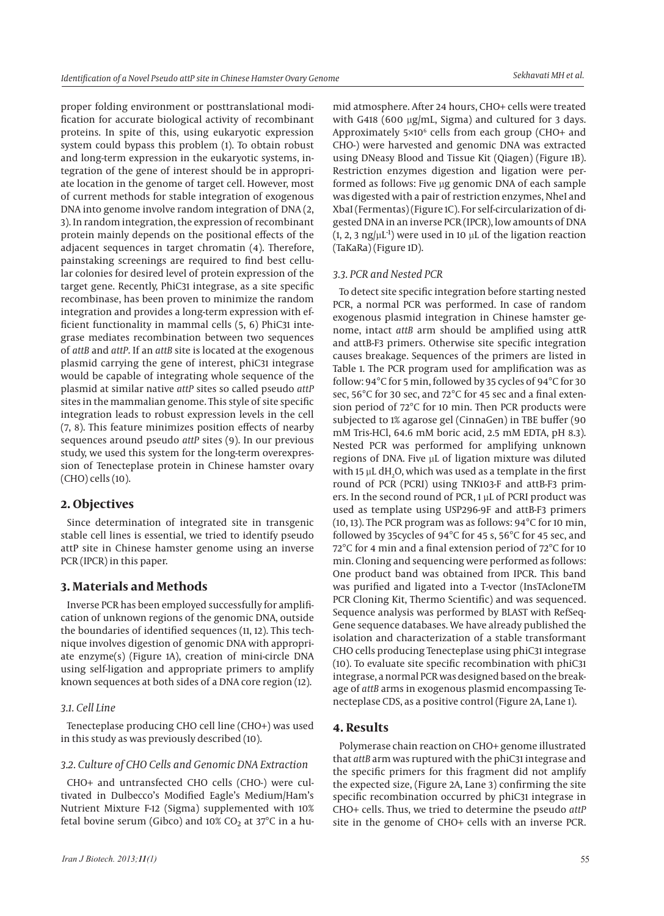proper folding environment or posttranslational modification for accurate biological activity of recombinant proteins. In spite of this, using eukaryotic expression system could bypass this problem (1). To obtain robust and long-term expression in the eukaryotic systems, integration of the gene of interest should be in appropriate location in the genome of target cell. However, most of current methods for stable integration of exogenous DNA into genome involve random integration of DNA (2, 3). In random integration, the expression of recombinant protein mainly depends on the positional effects of the adjacent sequences in target chromatin (4). Therefore, painstaking screenings are required to find best cellular colonies for desired level of protein expression of the target gene. Recently, PhiC31 integrase, as a site specific recombinase, has been proven to minimize the random integration and provides a long-term expression with efficient functionality in mammal cells (5, 6) PhiC31 integrase mediates recombination between two sequences of *attB* and *attP*. If an *attB* site is located at the exogenous plasmid carrying the gene of interest, phiC31 integrase would be capable of integrating whole sequence of the plasmid at similar native *attP* sites so called pseudo *attP* sites in the mammalian genome. This style of site specific integration leads to robust expression levels in the cell (7, 8). This feature minimizes position effects of nearby sequences around pseudo *attP* sites (9). In our previous study, we used this system for the long-term overexpression of Tenecteplase protein in Chinese hamster ovary (CHO) cells (10).

## 2. Objectives

Since determination of integrated site in transgenic stable cell lines is essential, we tried to identify pseudo attP site in Chinese hamster genome using an inverse PCR (IPCR) in this paper.

## 3. Materials and Methods

Inverse PCR has been employed successfully for amplification of unknown regions of the genomic DNA, outside the boundaries of identified sequences (11, 12). This technique involves digestion of genomic DNA with appropriate enzyme(s) (Figure 1A), creation of mini-circle DNA using self-ligation and appropriate primers to amplify known sequences at both sides of a DNA core region (12).

### 3.1. Cell Line

Tenecteplase producing CHO cell line (CHO+) was used in this study as was previously described (10).

### 3.2. Culture of CHO Cells and Genomic DNA Extraction

CHO+ and untransfected CHO cells (CHO-) were cultivated in Dulbecco's Modified Eagle's Medium/Ham's Nutrient Mixture F-12 (Sigma) supplemented with 10% fetal bovine serum (Gibco) and 10% $CO_2$ at 37°C in a humid atmosphere. After 24 hours, CHO+ cells were treated with G418 (600 μg/mL, Sigma) and cultured for 3 days. Approximately $5\times10^6$ cells from each group (CHO+ and CHO-) were harvested and genomic DNA was extracted using DNeasy Blood and Tissue Kit (Qiagen) (Figure 1B). Restriction enzymes digestion and ligation were performed as follows: Five μg genomic DNA of each sample was digested with a pair of restriction enzymes, NheI and XbaI (Fermentas) (Figure 1C). For self-circularization of digested DNA in an inverse PCR (IPCR), low amounts of DNA (1, 2, 3 ng/$\mu L^{-1}$) were used in 10 μL of the ligation reaction (TaKaRa) (Figure 1D).

### 3.3. PCR and Nested PCR

To detect site specific integration before starting nested PCR, a normal PCR was performed. In case of random exogenous plasmid integration in Chinese hamster genome, intact *attB* arm should be amplified using attR and attB-F3 primers. Otherwise site specific integration causes breakage. Sequences of the primers are listed in Table 1. The PCR program used for amplification was as follow: 94°C for 5 min, followed by 35 cycles of 94°C for 30 sec, 56°C for 30 sec, and 72°C for 45 sec and a final extension period of 72°C for 10 min. Then PCR products were subjected to 1% agarose gel (CinnaGen) in TBE buffer (90 mM Tris-HCl, 64.6 mM boric acid, 2.5 mM EDTA, pH 8.3). Nested PCR was performed for amplifying unknown regions of DNA. Five μL of ligation mixture was diluted with 15 μL $dH_2O$, which was used as a template in the first round of PCR (PCRI) using TNK103-F and attB-F3 primers. In the second round of PCR, 1 μL of PCRI product was used as template using USP296-9F and attB-F3 primers (10, 13). The PCR program was as follows: 94°C for 10 min, followed by 35cycles of 94°C for 45 s, 56°C for 45 sec, and 72°C for 4 min and a final extension period of 72°C for 10 min. Cloning and sequencing were performed as follows: One product band was obtained from IPCR. This band was purified and ligated into a T-vector (InsTAcloneTM PCR Cloning Kit, Thermo Scientific) and was sequenced. Sequence analysis was performed by BLAST with RefSeqGene sequence databases. We have already published the isolation and characterization of a stable transformant CHO cells producing Tenecteplase using phiC31 integrase (10). To evaluate site specific recombination with phiC31 integrase, a normal PCR was designed based on the breakage of *attB* arms in exogenous plasmid encompassing Tenecteplase CDS, as a positive control (Figure 2A, Lane 1).

## 4. Results

Polymerase chain reaction on CHO+ genome illustrated that *attB* arm was ruptured with the phiC31 integrase and the specific primers for this fragment did not amplify the expected size, (Figure 2A, Lane 3) confirming the site specific recombination occurred by phiC31 integrase in CHO+ cells. Thus, we tried to determine the pseudo *attP* site in the genome of CHO+ cells with an inverse PCR.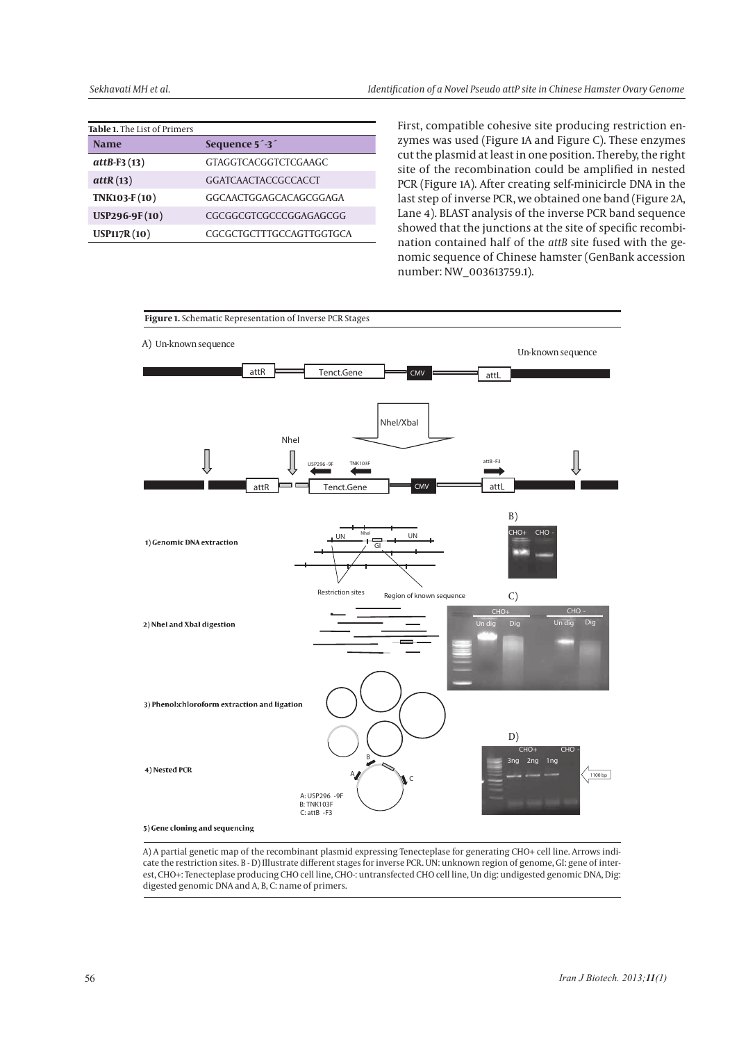**Table 1.** The List of Primers

| Name | Sequence 5´-3´ |
|---|---|
| ***attB*-F3 (13)** | GTAGGTCACGGTCTCGAAGC |
| ***attR* (13)** | GGATCAACTACCGCCACCT |
| **TNK103-F (10)** | GGCAACTGGAGCACAGCGGAGA |
| **USP296-9F (10)** | CGCGGCGTCGCCCGGAGAGCGG |
| **USP117R (10)** | CGCGCTGCTTTGCCAGTTGGTGCA |

First, compatible cohesive site producing restriction enzymes was used (Figure 1A and Figure C). These enzymes cut the plasmid at least in one position. Thereby, the right site of the recombination could be amplified in nested PCR (Figure 1A). After creating self-minicircle DNA in the last step of inverse PCR, we obtained one band (Figure 2A, Lane 4). BLAST analysis of the inverse PCR band sequence showed that the junctions at the site of specific recombination contained half of the *attB* site fused with the genomic sequence of Chinese hamster (GenBank accession number: NW_003613759.1).

**Figure 1.** Schematic Representation of Inverse PCR Stages

A) A partial genetic map of the recombinant plasmid expressing Tenecteplase for generating CHO+ cell line. Arrows indicate the restriction sites. B - D) Illustrate different stages for inverse PCR. UN: unknown region of genome, GI: gene of interest, CHO+: Tenecteplase producing CHO cell line, CHO-: untransfected CHO cell line, Un dig: undigested genomic DNA, Dig: digested genomic DNA and A, B, C: name of primers.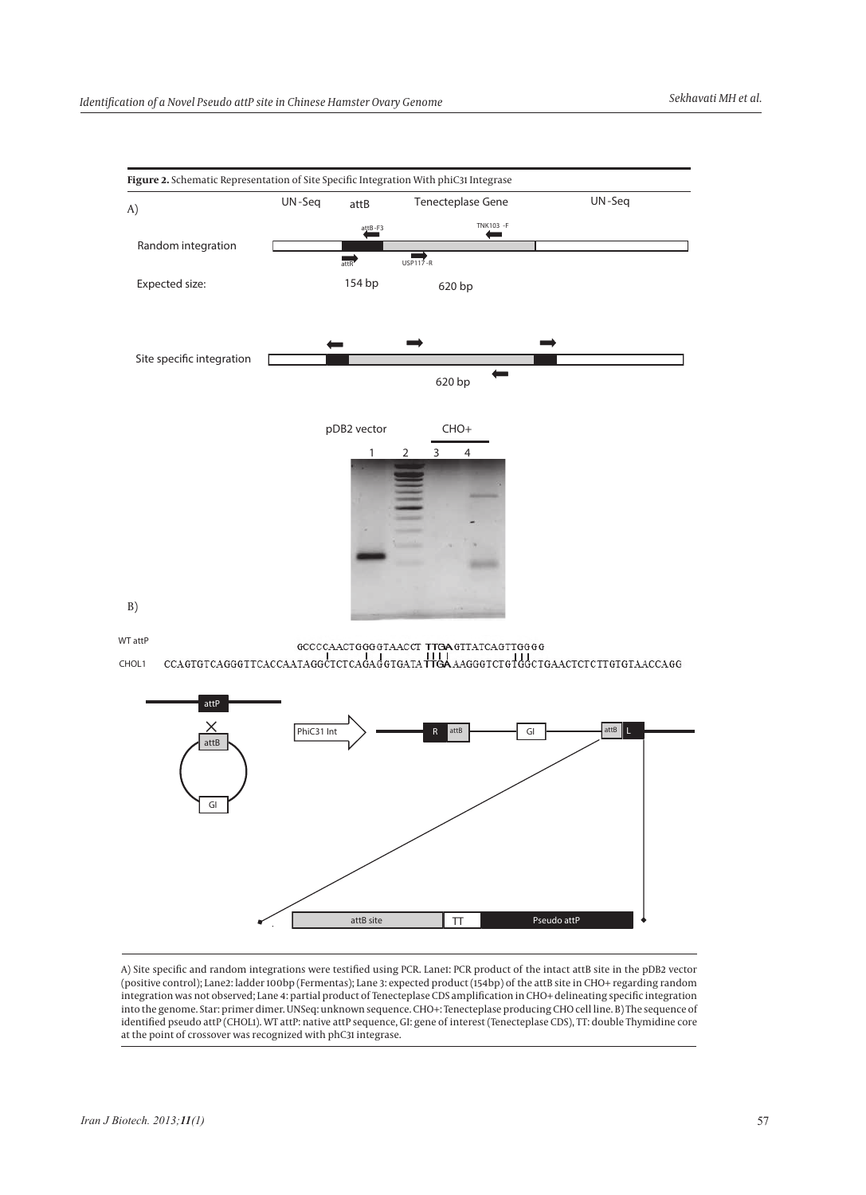**Figure 2.** Schematic Representation of Site Specific Integration With phiC31 Integrase

A) Site specific and random integrations were testified using PCR. Lane1: PCR product of the intact attB site in the pDB2 vector (positive control); Lane2: ladder 100bp (Fermentas); Lane 3: expected product (154bp) of the attB site in CHO+ regarding random integration was not observed; Lane 4: partial product of Tenecteplase CDS amplification in CHO+ delineating specific integration into the genome. Star: primer dimer. UNSeq: unknown sequence. CHO+: Tenecteplase producing CHO cell line. B) The sequence of identified pseudo attP (CHOL1). WT attP: native attP sequence, GI: gene of interest (Tenecteplase CDS), TT: double Thymidine core at the point of crossover was recognized with phC31 integrase.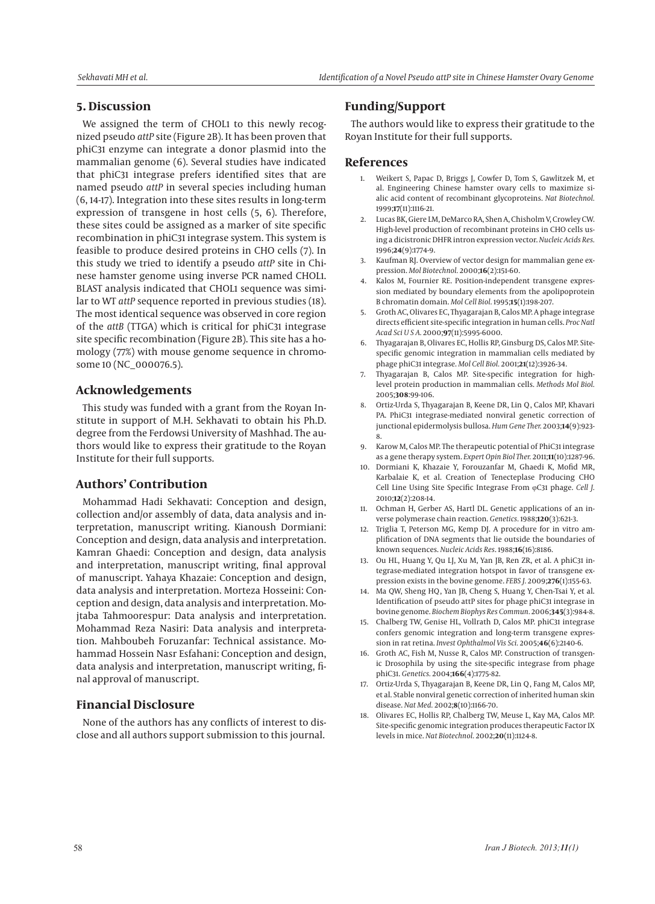## 5. Discussion

We assigned the term of CHOL1 to this newly recognized pseudo *attP* site (Figure 2B). It has been proven that phiC31 enzyme can integrate a donor plasmid into the mammalian genome (6). Several studies have indicated that phiC31 integrase prefers identified sites that are named pseudo *attP* in several species including human (6, 14-17). Integration into these sites results in long-term expression of transgene in host cells (5, 6). Therefore, these sites could be assigned as a marker of site specific recombination in phiC31 integrase system. This system is feasible to produce desired proteins in CHO cells (7). In this study we tried to identify a pseudo *attP* site in Chinese hamster genome using inverse PCR named CHOL1. BLAST analysis indicated that CHOL1 sequence was similar to WT *attP* sequence reported in previous studies (18). The most identical sequence was observed in core region of the *attB* (TTGA) which is critical for phiC31 integrase site specific recombination (Figure 2B). This site has a homology (77%) with mouse genome sequence in chromosome 10 (NC_000076.5).

## Acknowledgements

This study was funded with a grant from the Royan Institute in support of M.H. Sekhavati to obtain his Ph.D. degree from the Ferdowsi University of Mashhad. The authors would like to express their gratitude to the Royan Institute for their full supports.

## Authors' Contribution

Mohammad Hadi Sekhavati: Conception and design, collection and/or assembly of data, data analysis and interpretation, manuscript writing. Kianoush Dormiani: Conception and design, data analysis and interpretation. Kamran Ghaedi: Conception and design, data analysis and interpretation, manuscript writing, final approval of manuscript. Yahaya Khazaie: Conception and design, data analysis and interpretation. Morteza Hosseini: Conception and design, data analysis and interpretation. Mojtaba Tahmoorespur: Data analysis and interpretation. Mohammad Reza Nasiri: Data analysis and interpretation. Mahboubeh Foruzanfar: Technical assistance. Mohammad Hossein Nasr Esfahani: Conception and design, data analysis and interpretation, manuscript writing, final approval of manuscript.

## Financial Disclosure

None of the authors has any conflicts of interest to disclose and all authors support submission to this journal.

## Funding/Support

The authors would like to express their gratitude to the Royan Institute for their full supports.

## References

1. Weikert S, Papac D, Briggs J, Cowfer D, Tom S, Gawlitzek M, et al. Engineering Chinese hamster ovary cells to maximize sialic acid content of recombinant glycoproteins. *Nat Biotechnol.* 1999;**17**(11):1116-21.
2. Lucas BK, Giere LM, DeMarco RA, Shen A, Chisholm V, Crowley CW. High-level production of recombinant proteins in CHO cells using a dicistronic DHFR intron expression vector. *Nucleic Acids Res.* 1996;**24**(9):1774-9.
3. Kaufman RJ. Overview of vector design for mammalian gene expression. *Mol Biotechnol.* 2000;**16**(2):151-60.
4. Kalos M, Fournier RE. Position-independent transgene expression mediated by boundary elements from the apolipoprotein B chromatin domain. *Mol Cell Biol.* 1995;**15**(1):198-207.
5. Groth AC, Olivares EC, Thyagarajan B, Calos MP. A phage integrase directs efficient site-specific integration in human cells. *Proc Natl Acad Sci U S A.* 2000;**97**(11):5995-6000.
6. Thyagarajan B, Olivares EC, Hollis RP, Ginsburg DS, Calos MP. Site-specific genomic integration in mammalian cells mediated by phage phiC31 integrase. *Mol Cell Biol.* 2001;**21**(12):3926-34.
7. Thyagarajan B, Calos MP. Site-specific integration for high-level protein production in mammalian cells. *Methods Mol Biol.* 2005;**308**:99-106.
8. Ortiz-Urda S, Thyagarajan B, Keene DR, Lin Q, Calos MP, Khavari PA. PhiC31 integrase-mediated nonviral genetic correction of junctional epidermolysis bullosa. *Hum Gene Ther.* 2003;**14**(9):923-8.
9. Karow M, Calos MP. The therapeutic potential of PhiC31 integrase as a gene therapy system. *Expert Opin Biol Ther.* 2011;**11**(10):1287-96.
10. Dormiani K, Khazaie Y, Forouzanfar M, Ghaedi K, Mofid MR, Karbalaie K, et al. Creation of Tenecteplase Producing CHO Cell Line Using Site Specific Integrase From φC31 phage. *Cell J.* 2010;**12**(2):208-14.
11. Ochman H, Gerber AS, Hartl DL. Genetic applications of an inverse polymerase chain reaction. *Genetics.* 1988;**120**(3):621-3.
12. Triglia T, Peterson MG, Kemp DJ. A procedure for in vitro amplification of DNA segments that lie outside the boundaries of known sequences. *Nucleic Acids Res.* 1988;**16**(16):8186.
13. Ou HL, Huang Y, Qu LJ, Xu M, Yan JB, Ren ZR, et al. A phiC31 integrase-mediated integration hotspot in favor of transgene expression exists in the bovine genome. *FEBS J.* 2009;**276**(1):155-63.
14. Ma QW, Sheng HQ, Yan JB, Cheng S, Huang Y, Chen-Tsai Y, et al. Identification of pseudo attP sites for phage phiC31 integrase in bovine genome. *Biochem Biophys Res Commun.* 2006;**345**(3):984-8.
15. Chalberg TW, Genise HL, Vollrath D, Calos MP. phiC31 integrase confers genomic integration and long-term transgene expression in rat retina. *Invest Ophthalmol Vis Sci.* 2005;**46**(6):2140-6.
16. Groth AC, Fish M, Nusse R, Calos MP. Construction of transgenic Drosophila by using the site-specific integrase from phage phiC31. *Genetics.* 2004;**166**(4):1775-82.
17. Ortiz-Urda S, Thyagarajan B, Keene DR, Lin Q, Fang M, Calos MP, et al. Stable nonviral genetic correction of inherited human skin disease. *Nat Med.* 2002;**8**(10):1166-70.
18. Olivares EC, Hollis RP, Chalberg TW, Meuse L, Kay MA, Calos MP. Site-specific genomic integration produces therapeutic Factor IX levels in mice. *Nat Biotechnol.* 2002;**20**(11):1124-8.